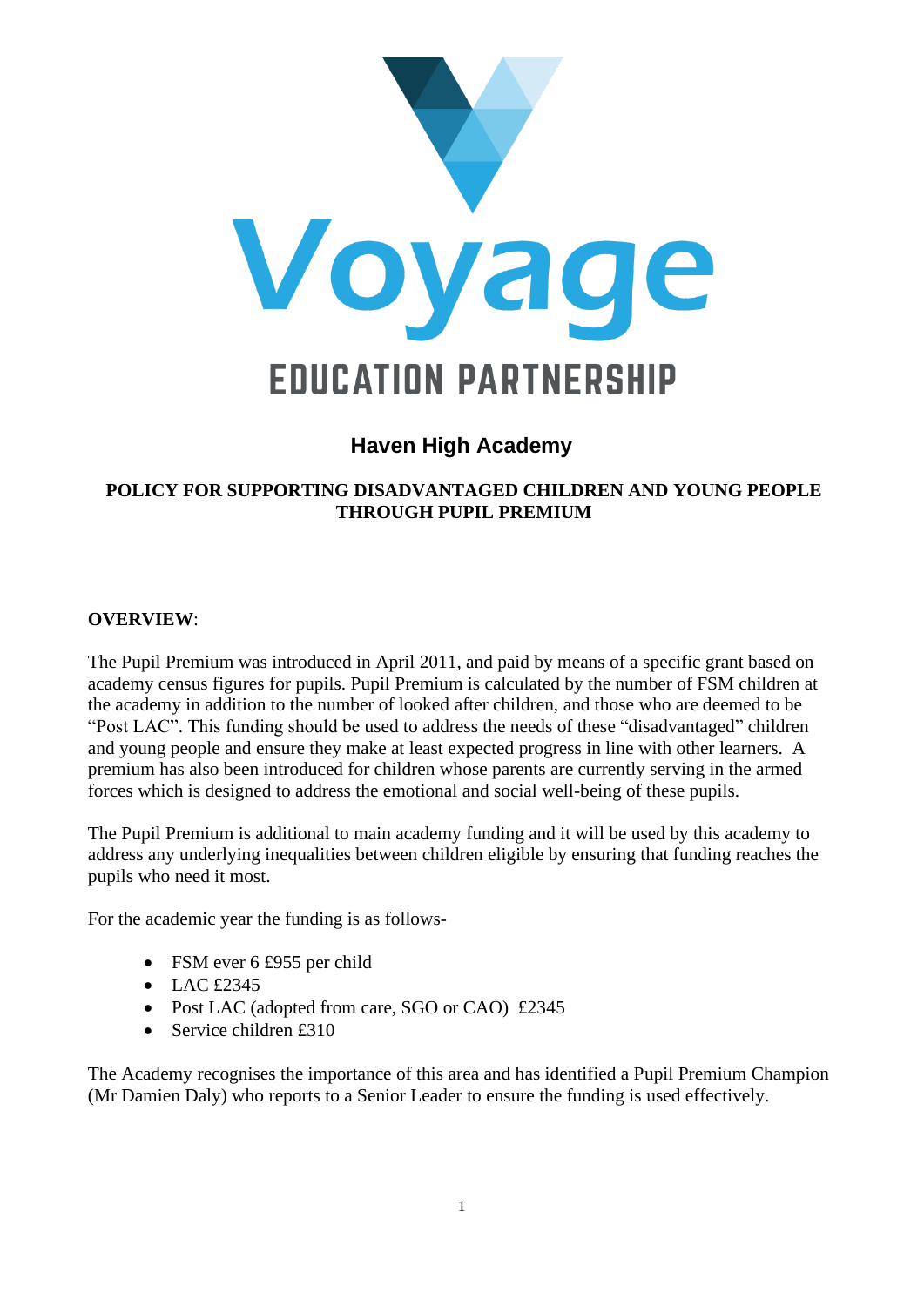# Voyage

## EDUCATION PARTNERSHIP

### Haven High Academy

**POLICY FOR SUPPORTING DISADVANTAGED CHILDREN AND YOUNG PEOPLE THROUGH PUPIL PREMIUM**

**OVERVIEW**:

The Pupil Premium was introduced in April 2011, and paid by means of a specific grant based on academy census figures for pupils. Pupil Premium is calculated by the number of FSM children at the academy in addition to the number of looked after children, and those who are deemed to be "Post LAC". This funding should be used to address the needs of these "disadvantaged" children and young people and ensure they make at least expected progress in line with other learners. A premium has also been introduced for children whose parents are currently serving in the armed forces which is designed to address the emotional and social well-being of these pupils.

The Pupil Premium is additional to main academy funding and it will be used by this academy to address any underlying inequalities between children eligible by ensuring that funding reaches the pupils who need it most.

For the academic year the funding is as follows-

- FSM ever 6 £955 per child
- LAC £2345
- Post LAC (adopted from care, SGO or CAO) £2345
- Service children £310

The Academy recognises the importance of this area and has identified a Pupil Premium Champion (Mr Damien Daly) who reports to a Senior Leader to ensure the funding is used effectively.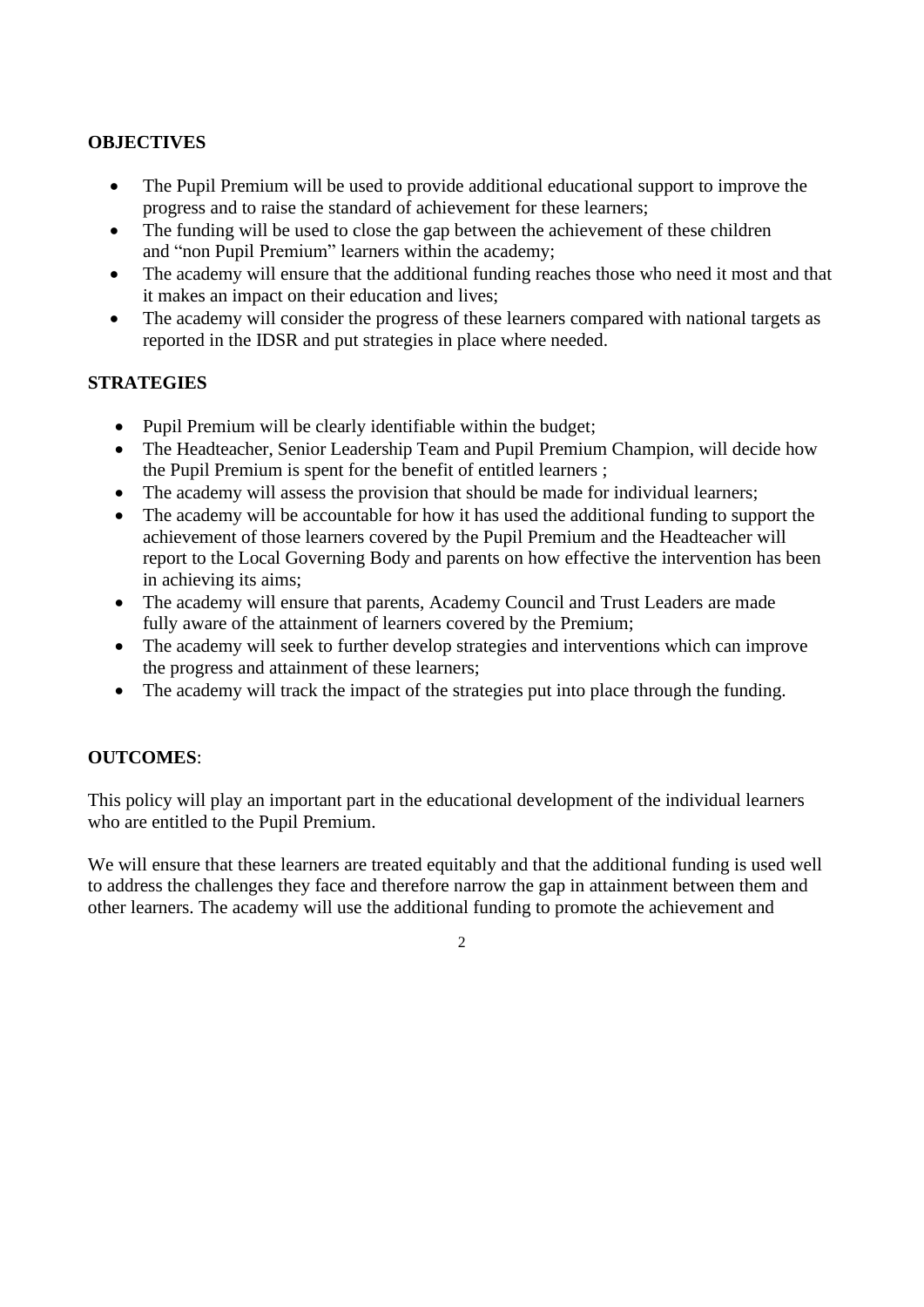**OBJECTIVES**

- The Pupil Premium will be used to provide additional educational support to improve the progress and to raise the standard of achievement for these learners;
- The funding will be used to close the gap between the achievement of these children and "non Pupil Premium" learners within the academy;
- The academy will ensure that the additional funding reaches those who need it most and that it makes an impact on their education and lives;
- The academy will consider the progress of these learners compared with national targets as reported in the IDSR and put strategies in place where needed.

**STRATEGIES**

- Pupil Premium will be clearly identifiable within the budget;
- The Headteacher, Senior Leadership Team and Pupil Premium Champion, will decide how the Pupil Premium is spent for the benefit of entitled learners ;
- The academy will assess the provision that should be made for individual learners;
- The academy will be accountable for how it has used the additional funding to support the achievement of those learners covered by the Pupil Premium and the Headteacher will report to the Local Governing Body and parents on how effective the intervention has been in achieving its aims;
- The academy will ensure that parents, Academy Council and Trust Leaders are made fully aware of the attainment of learners covered by the Premium;
- The academy will seek to further develop strategies and interventions which can improve the progress and attainment of these learners;
- The academy will track the impact of the strategies put into place through the funding.

**OUTCOMES**:

This policy will play an important part in the educational development of the individual learners who are entitled to the Pupil Premium.

We will ensure that these learners are treated equitably and that the additional funding is used well to address the challenges they face and therefore narrow the gap in attainment between them and other learners. The academy will use the additional funding to promote the achievement and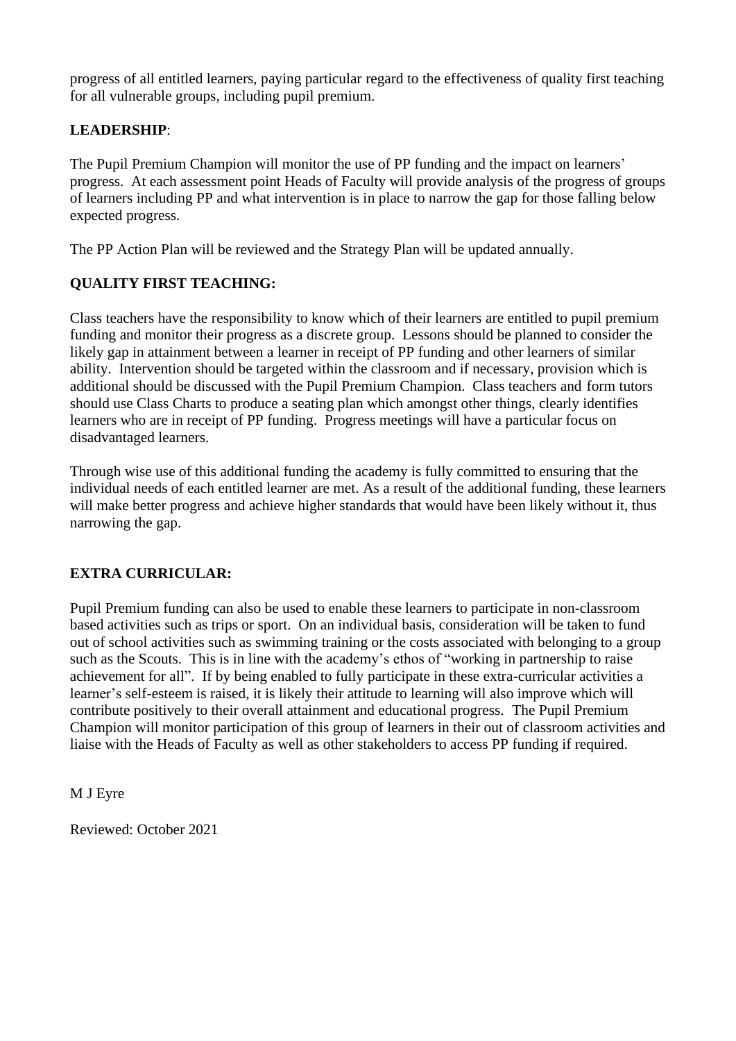progress of all entitled learners, paying particular regard to the effectiveness of quality first teaching for all vulnerable groups, including pupil premium.

**LEADERSHIP**:

The Pupil Premium Champion will monitor the use of PP funding and the impact on learners' progress. At each assessment point Heads of Faculty will provide analysis of the progress of groups of learners including PP and what intervention is in place to narrow the gap for those falling below expected progress.

The PP Action Plan will be reviewed and the Strategy Plan will be updated annually.

**QUALITY FIRST TEACHING:**

Class teachers have the responsibility to know which of their learners are entitled to pupil premium funding and monitor their progress as a discrete group. Lessons should be planned to consider the likely gap in attainment between a learner in receipt of PP funding and other learners of similar ability. Intervention should be targeted within the classroom and if necessary, provision which is additional should be discussed with the Pupil Premium Champion. Class teachers and form tutors should use Class Charts to produce a seating plan which amongst other things, clearly identifies learners who are in receipt of PP funding. Progress meetings will have a particular focus on disadvantaged learners.

Through wise use of this additional funding the academy is fully committed to ensuring that the individual needs of each entitled learner are met. As a result of the additional funding, these learners will make better progress and achieve higher standards that would have been likely without it, thus narrowing the gap.

**EXTRA CURRICULAR:**

Pupil Premium funding can also be used to enable these learners to participate in non-classroom based activities such as trips or sport. On an individual basis, consideration will be taken to fund out of school activities such as swimming training or the costs associated with belonging to a group such as the Scouts. This is in line with the academy's ethos of "working in partnership to raise achievement for all". If by being enabled to fully participate in these extra-curricular activities a learner's self-esteem is raised, it is likely their attitude to learning will also improve which will contribute positively to their overall attainment and educational progress. The Pupil Premium Champion will monitor participation of this group of learners in their out of classroom activities and liaise with the Heads of Faculty as well as other stakeholders to access PP funding if required.

M J Eyre

Reviewed: October 2021